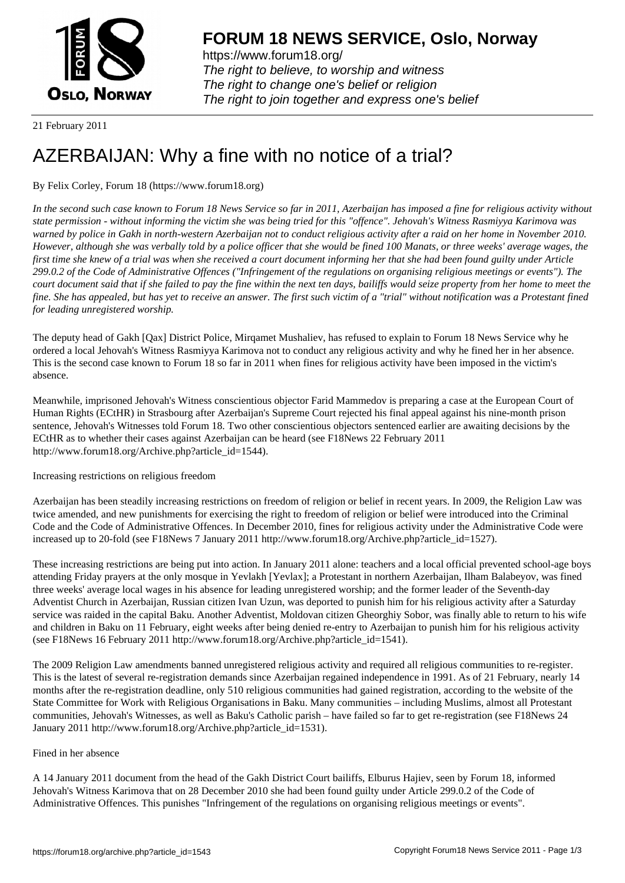# FORUM 18 NEWS SERVICE, Oslo, Norway

https://www.forum18.org/
*The right to believe, to worship and witness*
*The right to change one's belief or religion*
*The right to join together and express one's belief*

21 February 2011

# AZERBAIJAN: Why a fine with no notice of a trial?

By Felix Corley, Forum 18 (https://www.forum18.org)

*In the second such case known to Forum 18 News Service so far in 2011, Azerbaijan has imposed a fine for religious activity without state permission - without informing the victim she was being tried for this "offence". Jehovah's Witness Rasmiyya Karimova was warned by police in Gakh in north-western Azerbaijan not to conduct religious activity after a raid on her home in November 2010. However, although she was verbally told by a police officer that she would be fined 100 Manats, or three weeks' average wages, the first time she knew of a trial was when she received a court document informing her that she had been found guilty under Article 299.0.2 of the Code of Administrative Offences ("Infringement of the regulations on organising religious meetings or events"). The court document said that if she failed to pay the fine within the next ten days, bailiffs would seize property from her home to meet the fine. She has appealed, but has yet to receive an answer. The first such victim of a "trial" without notification was a Protestant fined for leading unregistered worship.*

The deputy head of Gakh [Qax] District Police, Mirqamet Mushaliev, has refused to explain to Forum 18 News Service why he ordered a local Jehovah's Witness Rasmiyya Karimova not to conduct any religious activity and why he fined her in her absence. This is the second case known to Forum 18 so far in 2011 when fines for religious activity have been imposed in the victim's absence.

Meanwhile, imprisoned Jehovah's Witness conscientious objector Farid Mammedov is preparing a case at the European Court of Human Rights (ECtHR) in Strasbourg after Azerbaijan's Supreme Court rejected his final appeal against his nine-month prison sentence, Jehovah's Witnesses told Forum 18. Two other conscientious objectors sentenced earlier are awaiting decisions by the ECtHR as to whether their cases against Azerbaijan can be heard (see F18News 22 February 2011 http://www.forum18.org/Archive.php?article_id=1544).

Increasing restrictions on religious freedom

Azerbaijan has been steadily increasing restrictions on freedom of religion or belief in recent years. In 2009, the Religion Law was twice amended, and new punishments for exercising the right to freedom of religion or belief were introduced into the Criminal Code and the Code of Administrative Offences. In December 2010, fines for religious activity under the Administrative Code were increased up to 20-fold (see F18News 7 January 2011 http://www.forum18.org/Archive.php?article_id=1527).

These increasing restrictions are being put into action. In January 2011 alone: teachers and a local official prevented school-age boys attending Friday prayers at the only mosque in Yevlakh [Yevlax]; a Protestant in northern Azerbaijan, Ilham Balabeyov, was fined three weeks' average local wages in his absence for leading unregistered worship; and the former leader of the Seventh-day Adventist Church in Azerbaijan, Russian citizen Ivan Uzun, was deported to punish him for his religious activity after a Saturday service was raided in the capital Baku. Another Adventist, Moldovan citizen Gheorghiy Sobor, was finally able to return to his wife and children in Baku on 11 February, eight weeks after being denied re-entry to Azerbaijan to punish him for his religious activity (see F18News 16 February 2011 http://www.forum18.org/Archive.php?article_id=1541).

The 2009 Religion Law amendments banned unregistered religious activity and required all religious communities to re-register. This is the latest of several re-registration demands since Azerbaijan regained independence in 1991. As of 21 February, nearly 14 months after the re-registration deadline, only 510 religious communities had gained registration, according to the website of the State Committee for Work with Religious Organisations in Baku. Many communities – including Muslims, almost all Protestant communities, Jehovah's Witnesses, as well as Baku's Catholic parish – have failed so far to get re-registration (see F18News 24 January 2011 http://www.forum18.org/Archive.php?article_id=1531).

Fined in her absence

A 14 January 2011 document from the head of the Gakh District Court bailiffs, Elburus Hajiev, seen by Forum 18, informed Jehovah's Witness Karimova that on 28 December 2010 she had been found guilty under Article 299.0.2 of the Code of Administrative Offences. This punishes "Infringement of the regulations on organising religious meetings or events".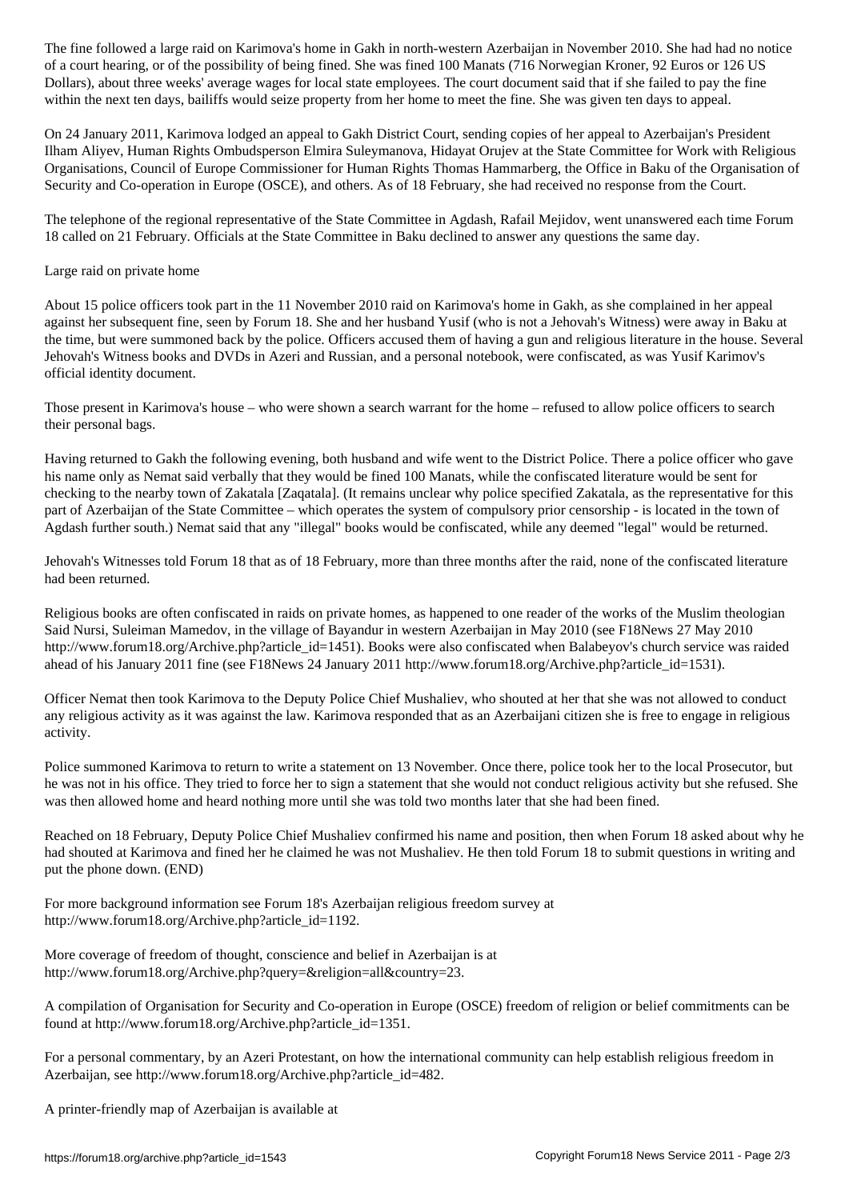The fine followed a large raid on Karimova's home in Gakh in north-western Azerbaijan in November 2010. She had had no notice of a court hearing, or of the possibility of being fined. She was fined 100 Manats (716 Norwegian Kroner, 92 Euros or 126 US Dollars), about three weeks' average wages for local state employees. The court document said that if she failed to pay the fine within the next ten days, bailiffs would seize property from her home to meet the fine. She was given ten days to appeal.

On 24 January 2011, Karimova lodged an appeal to Gakh District Court, sending copies of her appeal to Azerbaijan's President Ilham Aliyev, Human Rights Ombudsperson Elmira Suleymanova, Hidayat Orujev at the State Committee for Work with Religious Organisations, Council of Europe Commissioner for Human Rights Thomas Hammarberg, the Office in Baku of the Organisation of Security and Co-operation in Europe (OSCE), and others. As of 18 February, she had received no response from the Court.

The telephone of the regional representative of the State Committee in Agdash, Rafail Mejidov, went unanswered each time Forum 18 called on 21 February. Officials at the State Committee in Baku declined to answer any questions the same day.

## Large raid on private home

About 15 police officers took part in the 11 November 2010 raid on Karimova's home in Gakh, as she complained in her appeal against her subsequent fine, seen by Forum 18. She and her husband Yusif (who is not a Jehovah's Witness) were away in Baku at the time, but were summoned back by the police. Officers accused them of having a gun and religious literature in the house. Several Jehovah's Witness books and DVDs in Azeri and Russian, and a personal notebook, were confiscated, as was Yusif Karimov's official identity document.

Those present in Karimova's house – who were shown a search warrant for the home – refused to allow police officers to search their personal bags.

Having returned to Gakh the following evening, both husband and wife went to the District Police. There a police officer who gave his name only as Nemat said verbally that they would be fined 100 Manats, while the confiscated literature would be sent for checking to the nearby town of Zakatala [Zaqatala]. (It remains unclear why police specified Zakatala, as the representative for this part of Azerbaijan of the State Committee – which operates the system of compulsory prior censorship - is located in the town of Agdash further south.) Nemat said that any "illegal" books would be confiscated, while any deemed "legal" would be returned.

Jehovah's Witnesses told Forum 18 that as of 18 February, more than three months after the raid, none of the confiscated literature had been returned.

Religious books are often confiscated in raids on private homes, as happened to one reader of the works of the Muslim theologian Said Nursi, Suleiman Mamedov, in the village of Bayandur in western Azerbaijan in May 2010 (see F18News 27 May 2010 http://www.forum18.org/Archive.php?article_id=1451). Books were also confiscated when Balabeyov's church service was raided ahead of his January 2011 fine (see F18News 24 January 2011 http://www.forum18.org/Archive.php?article_id=1531).

Officer Nemat then took Karimova to the Deputy Police Chief Mushaliev, who shouted at her that she was not allowed to conduct any religious activity as it was against the law. Karimova responded that as an Azerbaijani citizen she is free to engage in religious activity.

Police summoned Karimova to return to write a statement on 13 November. Once there, police took her to the local Prosecutor, but he was not in his office. They tried to force her to sign a statement that she would not conduct religious activity but she refused. She was then allowed home and heard nothing more until she was told two months later that she had been fined.

Reached on 18 February, Deputy Police Chief Mushaliev confirmed his name and position, then when Forum 18 asked about why he had shouted at Karimova and fined her he claimed he was not Mushaliev. He then told Forum 18 to submit questions in writing and put the phone down. (END)

For more background information see Forum 18's Azerbaijan religious freedom survey at http://www.forum18.org/Archive.php?article_id=1192.

More coverage of freedom of thought, conscience and belief in Azerbaijan is at http://www.forum18.org/Archive.php?query=&religion=all&country=23.

A compilation of Organisation for Security and Co-operation in Europe (OSCE) freedom of religion or belief commitments can be found at http://www.forum18.org/Archive.php?article_id=1351.

For a personal commentary, by an Azeri Protestant, on how the international community can help establish religious freedom in Azerbaijan, see http://www.forum18.org/Archive.php?article_id=482.

A printer-friendly map of Azerbaijan is available at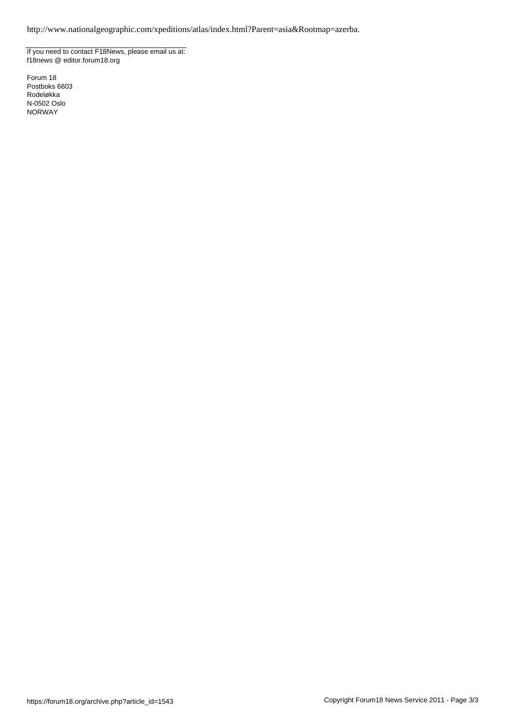http://www.nationalgeographic.com/xpeditions/atlas/index.html?Parent=asia&Rootmap=azerba.

---

If you need to contact F18News, please email us at:
f18news @ editor.forum18.org

Forum 18
Postboks 6603
Rodeløkka
N-0502 Oslo
NORWAY